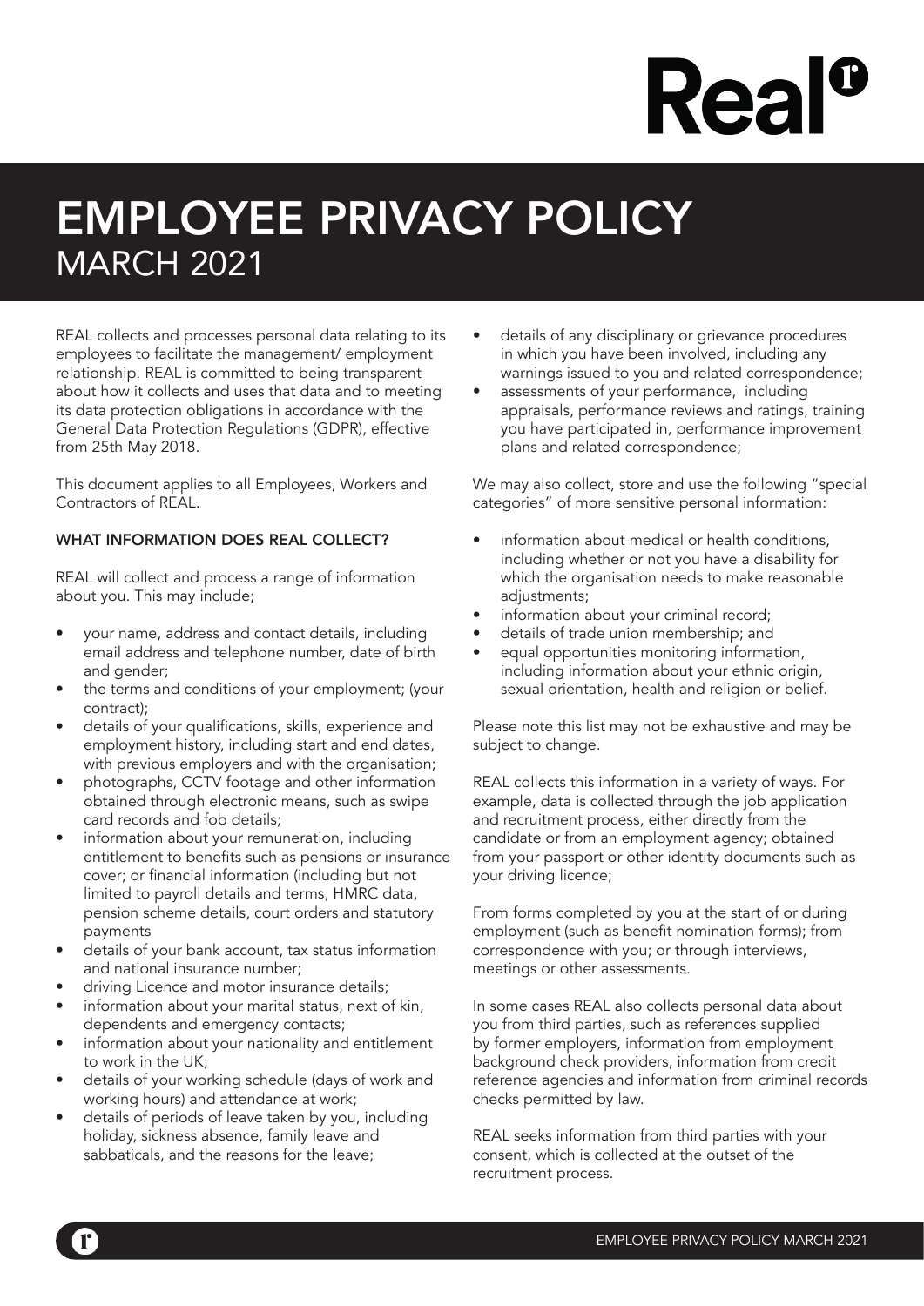# EMPLOYEE PRIVACY POLICY
## MARCH 2021

REAL collects and processes personal data relating to its employees to facilitate the management/ employment relationship. REAL is committed to being transparent about how it collects and uses that data and to meeting its data protection obligations in accordance with the General Data Protection Regulations (GDPR), effective from 25th May 2018.

This document applies to all Employees, Workers and Contractors of REAL.

### WHAT INFORMATION DOES REAL COLLECT?

REAL will collect and process a range of information about you. This may include;

- your name, address and contact details, including email address and telephone number, date of birth and gender;
- the terms and conditions of your employment; (your contract);
- details of your qualifications, skills, experience and employment history, including start and end dates, with previous employers and with the organisation;
- photographs, CCTV footage and other information obtained through electronic means, such as swipe card records and fob details;
- information about your remuneration, including entitlement to benefits such as pensions or insurance cover; or financial information (including but not limited to payroll details and terms, HMRC data, pension scheme details, court orders and statutory payments
- details of your bank account, tax status information and national insurance number;
- driving Licence and motor insurance details;
- information about your marital status, next of kin, dependents and emergency contacts;
- information about your nationality and entitlement to work in the UK;
- details of your working schedule (days of work and working hours) and attendance at work;
- details of periods of leave taken by you, including holiday, sickness absence, family leave and sabbaticals, and the reasons for the leave;
- details of any disciplinary or grievance procedures in which you have been involved, including any warnings issued to you and related correspondence;
- assessments of your performance, including appraisals, performance reviews and ratings, training you have participated in, performance improvement plans and related correspondence;

We may also collect, store and use the following "special categories" of more sensitive personal information:

- information about medical or health conditions, including whether or not you have a disability for which the organisation needs to make reasonable adjustments;
- information about your criminal record;
- details of trade union membership; and
- equal opportunities monitoring information, including information about your ethnic origin, sexual orientation, health and religion or belief.

Please note this list may not be exhaustive and may be subject to change.

REAL collects this information in a variety of ways. For example, data is collected through the job application and recruitment process, either directly from the candidate or from an employment agency; obtained from your passport or other identity documents such as your driving licence;

From forms completed by you at the start of or during employment (such as benefit nomination forms); from correspondence with you; or through interviews, meetings or other assessments.

In some cases REAL also collects personal data about you from third parties, such as references supplied by former employers, information from employment background check providers, information from credit reference agencies and information from criminal records checks permitted by law.

REAL seeks information from third parties with your consent, which is collected at the outset of the recruitment process.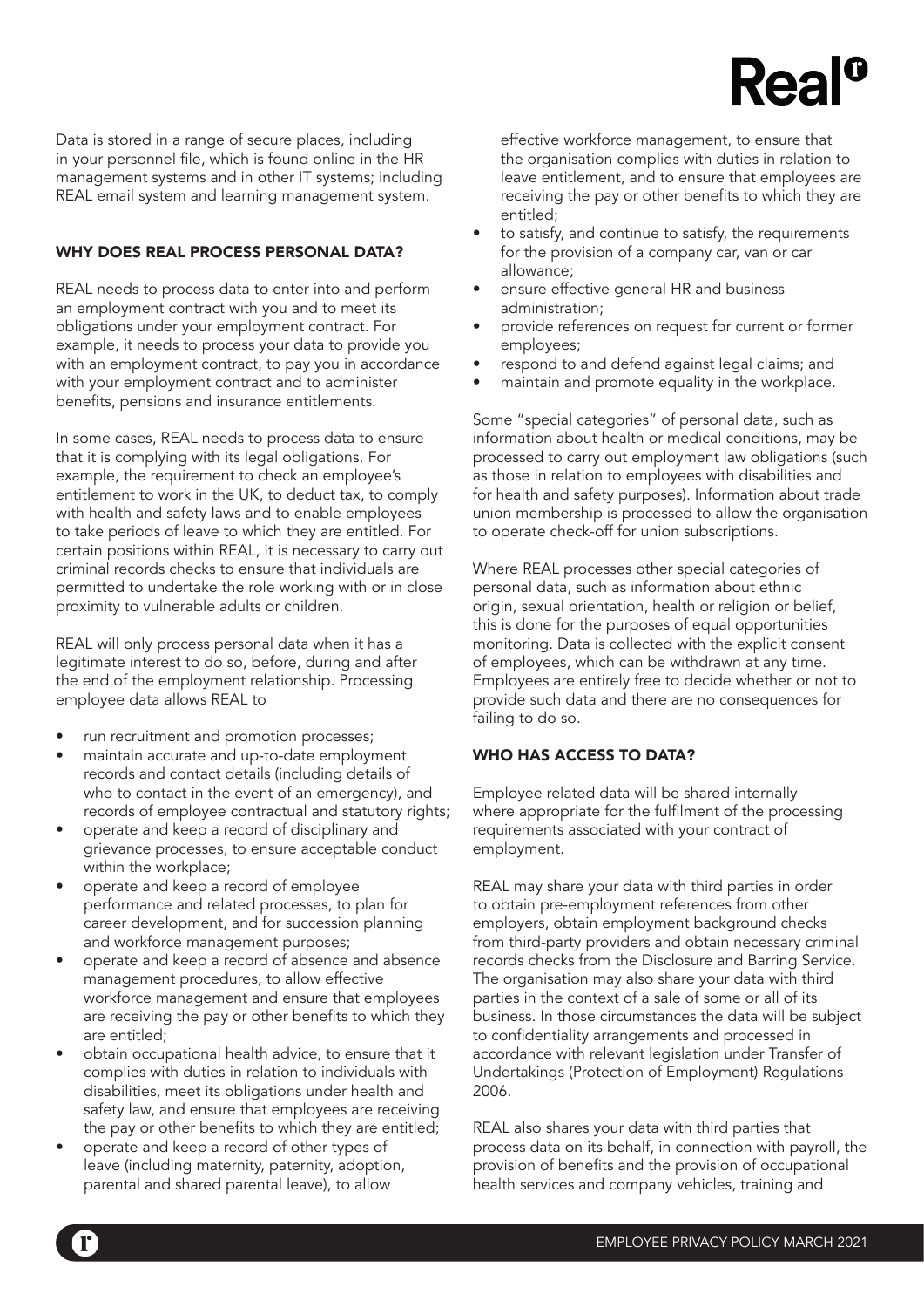Data is stored in a range of secure places, including in your personnel file, which is found online in the HR management systems and in other IT systems; including REAL email system and learning management system.

## WHY DOES REAL PROCESS PERSONAL DATA?

REAL needs to process data to enter into and perform an employment contract with you and to meet its obligations under your employment contract. For example, it needs to process your data to provide you with an employment contract, to pay you in accordance with your employment contract and to administer benefits, pensions and insurance entitlements.

In some cases, REAL needs to process data to ensure that it is complying with its legal obligations. For example, the requirement to check an employee's entitlement to work in the UK, to deduct tax, to comply with health and safety laws and to enable employees to take periods of leave to which they are entitled. For certain positions within REAL, it is necessary to carry out criminal records checks to ensure that individuals are permitted to undertake the role working with or in close proximity to vulnerable adults or children.

REAL will only process personal data when it has a legitimate interest to do so, before, during and after the end of the employment relationship. Processing employee data allows REAL to

- run recruitment and promotion processes;
- maintain accurate and up-to-date employment records and contact details (including details of who to contact in the event of an emergency), and records of employee contractual and statutory rights;
- operate and keep a record of disciplinary and grievance processes, to ensure acceptable conduct within the workplace;
- operate and keep a record of employee performance and related processes, to plan for career development, and for succession planning and workforce management purposes;
- operate and keep a record of absence and absence management procedures, to allow effective workforce management and ensure that employees are receiving the pay or other benefits to which they are entitled;
- obtain occupational health advice, to ensure that it complies with duties in relation to individuals with disabilities, meet its obligations under health and safety law, and ensure that employees are receiving the pay or other benefits to which they are entitled;
- operate and keep a record of other types of leave (including maternity, paternity, adoption, parental and shared parental leave), to allow effective workforce management, to ensure that the organisation complies with duties in relation to leave entitlement, and to ensure that employees are receiving the pay or other benefits to which they are entitled;
- to satisfy, and continue to satisfy, the requirements for the provision of a company car, van or car allowance;
- ensure effective general HR and business administration;
- provide references on request for current or former employees;
- respond to and defend against legal claims; and
- maintain and promote equality in the workplace.

Some "special categories" of personal data, such as information about health or medical conditions, may be processed to carry out employment law obligations (such as those in relation to employees with disabilities and for health and safety purposes). Information about trade union membership is processed to allow the organisation to operate check-off for union subscriptions.

Where REAL processes other special categories of personal data, such as information about ethnic origin, sexual orientation, health or religion or belief, this is done for the purposes of equal opportunities monitoring. Data is collected with the explicit consent of employees, which can be withdrawn at any time. Employees are entirely free to decide whether or not to provide such data and there are no consequences for failing to do so.

## WHO HAS ACCESS TO DATA?

Employee related data will be shared internally where appropriate for the fulfilment of the processing requirements associated with your contract of employment.

REAL may share your data with third parties in order to obtain pre-employment references from other employers, obtain employment background checks from third-party providers and obtain necessary criminal records checks from the Disclosure and Barring Service. The organisation may also share your data with third parties in the context of a sale of some or all of its business. In those circumstances the data will be subject to confidentiality arrangements and processed in accordance with relevant legislation under Transfer of Undertakings (Protection of Employment) Regulations 2006.

REAL also shares your data with third parties that process data on its behalf, in connection with payroll, the provision of benefits and the provision of occupational health services and company vehicles, training and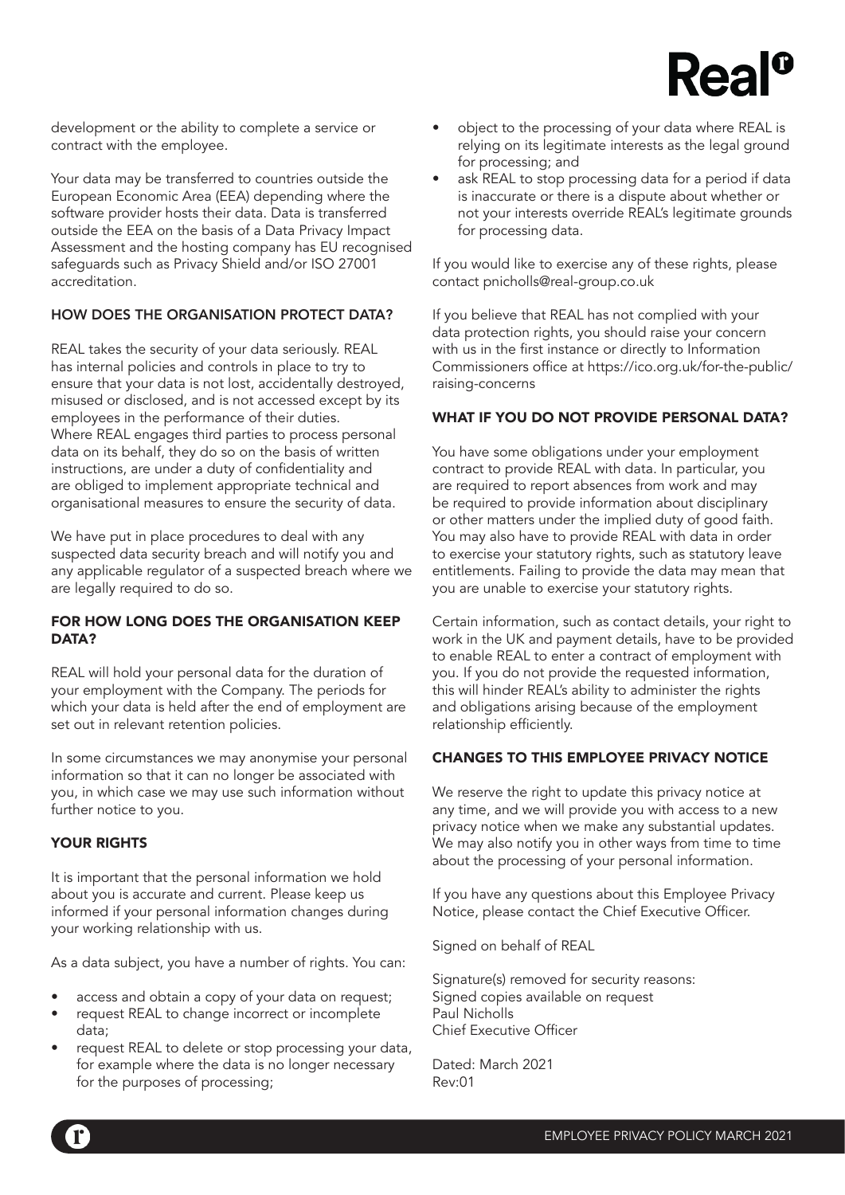development or the ability to complete a service or contract with the employee.

Your data may be transferred to countries outside the European Economic Area (EEA) depending where the software provider hosts their data. Data is transferred outside the EEA on the basis of a Data Privacy Impact Assessment and the hosting company has EU recognised safeguards such as Privacy Shield and/or ISO 27001 accreditation.

## HOW DOES THE ORGANISATION PROTECT DATA?

REAL takes the security of your data seriously. REAL has internal policies and controls in place to try to ensure that your data is not lost, accidentally destroyed, misused or disclosed, and is not accessed except by its employees in the performance of their duties. Where REAL engages third parties to process personal data on its behalf, they do so on the basis of written instructions, are under a duty of confidentiality and are obliged to implement appropriate technical and organisational measures to ensure the security of data.

We have put in place procedures to deal with any suspected data security breach and will notify you and any applicable regulator of a suspected breach where we are legally required to do so.

## FOR HOW LONG DOES THE ORGANISATION KEEP DATA?

REAL will hold your personal data for the duration of your employment with the Company. The periods for which your data is held after the end of employment are set out in relevant retention policies.

In some circumstances we may anonymise your personal information so that it can no longer be associated with you, in which case we may use such information without further notice to you.

## YOUR RIGHTS

It is important that the personal information we hold about you is accurate and current. Please keep us informed if your personal information changes during your working relationship with us.

As a data subject, you have a number of rights. You can:

- access and obtain a copy of your data on request;
- request REAL to change incorrect or incomplete data;
- request REAL to delete or stop processing your data, for example where the data is no longer necessary for the purposes of processing;
- object to the processing of your data where REAL is relying on its legitimate interests as the legal ground for processing; and
- ask REAL to stop processing data for a period if data is inaccurate or there is a dispute about whether or not your interests override REAL's legitimate grounds for processing data.

If you would like to exercise any of these rights, please contact pnicholls@real-group.co.uk

If you believe that REAL has not complied with your data protection rights, you should raise your concern with us in the first instance or directly to Information Commissioners office at https://ico.org.uk/for-the-public/raising-concerns

## WHAT IF YOU DO NOT PROVIDE PERSONAL DATA?

You have some obligations under your employment contract to provide REAL with data. In particular, you are required to report absences from work and may be required to provide information about disciplinary or other matters under the implied duty of good faith. You may also have to provide REAL with data in order to exercise your statutory rights, such as statutory leave entitlements. Failing to provide the data may mean that you are unable to exercise your statutory rights.

Certain information, such as contact details, your right to work in the UK and payment details, have to be provided to enable REAL to enter a contract of employment with you. If you do not provide the requested information, this will hinder REAL's ability to administer the rights and obligations arising because of the employment relationship efficiently.

## CHANGES TO THIS EMPLOYEE PRIVACY NOTICE

We reserve the right to update this privacy notice at any time, and we will provide you with access to a new privacy notice when we make any substantial updates. We may also notify you in other ways from time to time about the processing of your personal information.

If you have any questions about this Employee Privacy Notice, please contact the Chief Executive Officer.

Signed on behalf of REAL

Signature(s) removed for security reasons:
Signed copies available on request
Paul Nicholls
Chief Executive Officer

Dated: March 2021
Rev:01